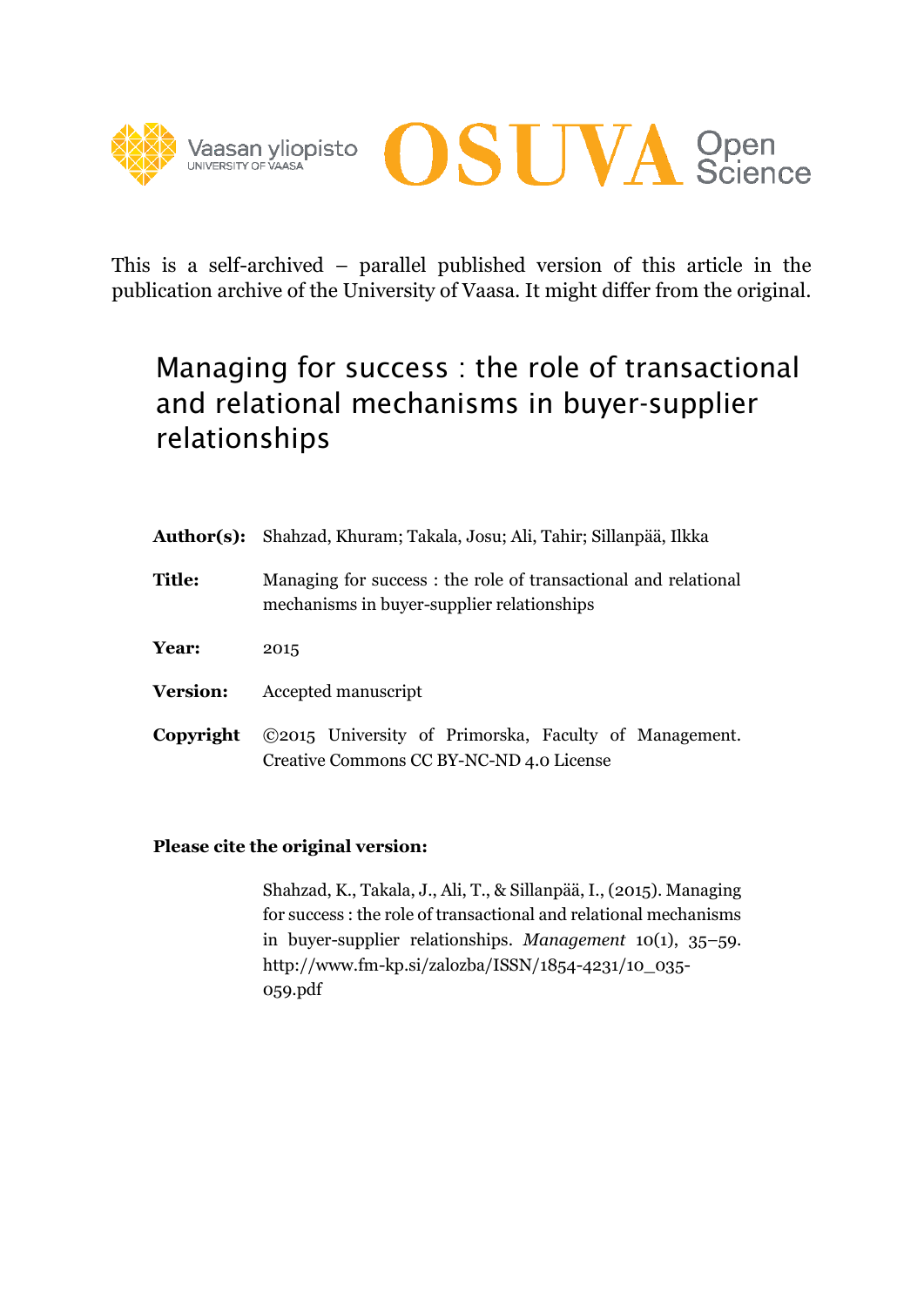Vaasan yliopisto
UNIVERSITY OF VAASA

OSUVA Open Science

This is a self-archived – parallel published version of this article in the publication archive of the University of Vaasa. It might differ from the original.

# Managing for success : the role of transactional and relational mechanisms in buyer-supplier relationships

| | |
|---|---|
| **Author(s):** | Shahzad, Khuram; Takala, Josu; Ali, Tahir; Sillanpää, Ilkka |
| **Title:** | Managing for success : the role of transactional and relational mechanisms in buyer-supplier relationships |
| **Year:** | 2015 |
| **Version:** | Accepted manuscript |
| **Copyright** | ©2015 University of Primorska, Faculty of Management. Creative Commons CC BY-NC-ND 4.0 License |

**Please cite the original version:**

Shahzad, K., Takala, J., Ali, T., & Sillanpää, I., (2015). Managing for success : the role of transactional and relational mechanisms in buyer-supplier relationships. *Management* 10(1), 35–59. http://www.fm-kp.si/zalozba/ISSN/1854-4231/10_035-059.pdf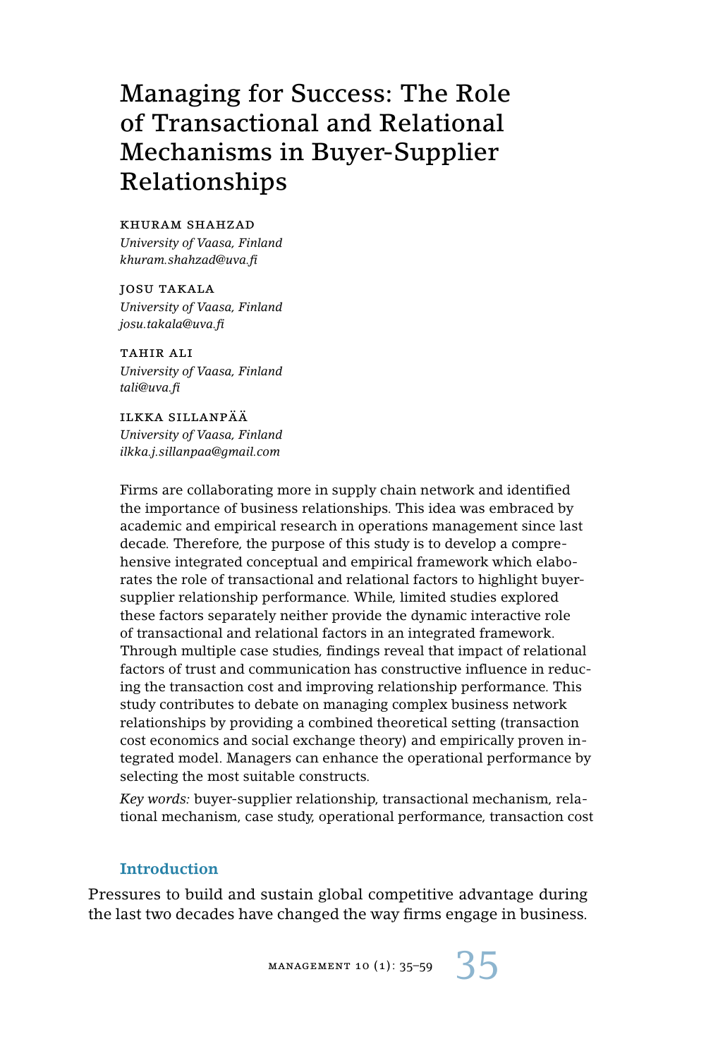# Managing for Success: The Role of Transactional and Relational Mechanisms in Buyer-Supplier Relationships

KHURAM SHAHZAD
*University of Vaasa, Finland*
*khuram.shahzad@uva.fi*

JOSU TAKALA
*University of Vaasa, Finland*
*josu.takala@uva.fi*

TAHIR ALI
*University of Vaasa, Finland*
*tali@uva.fi*

ILKKA SILLANPÄÄ
*University of Vaasa, Finland*
*ilkka.j.sillanpaa@gmail.com*

Firms are collaborating more in supply chain network and identified the importance of business relationships. This idea was embraced by academic and empirical research in operations management since last decade. Therefore, the purpose of this study is to develop a comprehensive integrated conceptual and empirical framework which elaborates the role of transactional and relational factors to highlight buyer-supplier relationship performance. While, limited studies explored these factors separately neither provide the dynamic interactive role of transactional and relational factors in an integrated framework. Through multiple case studies, findings reveal that impact of relational factors of trust and communication has constructive influence in reducing the transaction cost and improving relationship performance. This study contributes to debate on managing complex business network relationships by providing a combined theoretical setting (transaction cost economics and social exchange theory) and empirically proven integrated model. Managers can enhance the operational performance by selecting the most suitable constructs.

*Key words:* buyer-supplier relationship, transactional mechanism, relational mechanism, case study, operational performance, transaction cost

## Introduction

Pressures to build and sustain global competitive advantage during the last two decades have changed the way firms engage in business.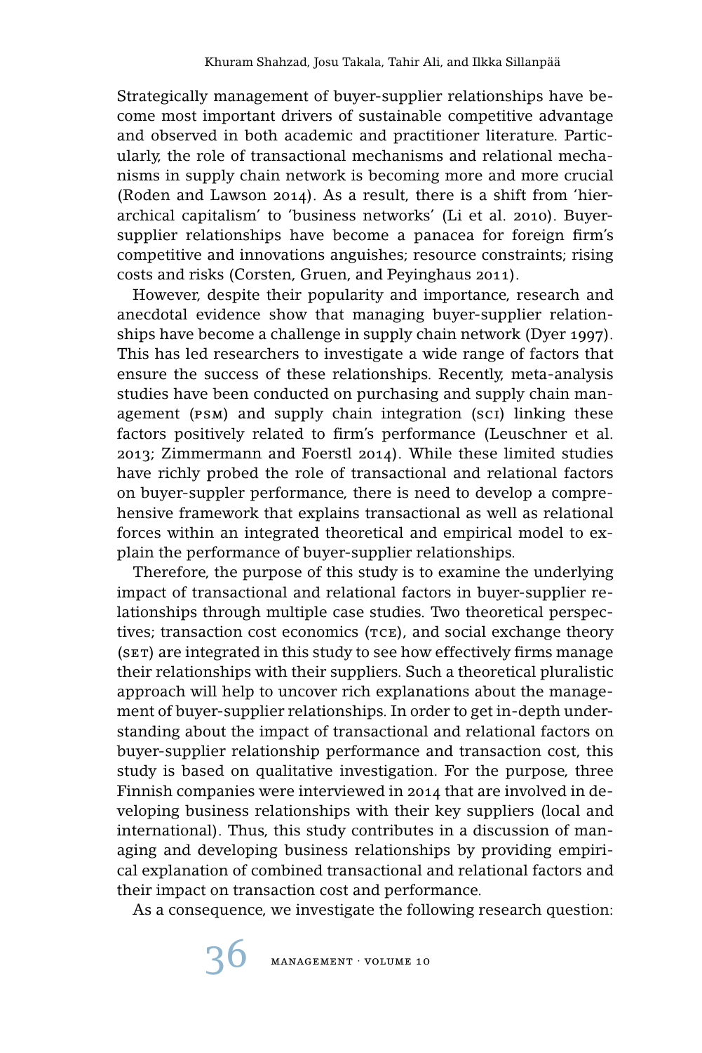Strategically management of buyer-supplier relationships have become most important drivers of sustainable competitive advantage and observed in both academic and practitioner literature. Particularly, the role of transactional mechanisms and relational mechanisms in supply chain network is becoming more and more crucial (Roden and Lawson 2014). As a result, there is a shift from 'hierarchical capitalism' to 'business networks' (Li et al. 2010). Buyer-supplier relationships have become a panacea for foreign firm's competitive and innovations anguishes; resource constraints; rising costs and risks (Corsten, Gruen, and Peyinghaus 2011).

However, despite their popularity and importance, research and anecdotal evidence show that managing buyer-supplier relationships have become a challenge in supply chain network (Dyer 1997). This has led researchers to investigate a wide range of factors that ensure the success of these relationships. Recently, meta-analysis studies have been conducted on purchasing and supply chain management (PSM) and supply chain integration (SCI) linking these factors positively related to firm's performance (Leuschner et al. 2013; Zimmermann and Foerstl 2014). While these limited studies have richly probed the role of transactional and relational factors on buyer-suppler performance, there is need to develop a comprehensive framework that explains transactional as well as relational forces within an integrated theoretical and empirical model to explain the performance of buyer-supplier relationships.

Therefore, the purpose of this study is to examine the underlying impact of transactional and relational factors in buyer-supplier relationships through multiple case studies. Two theoretical perspectives; transaction cost economics (TCE), and social exchange theory (SET) are integrated in this study to see how effectively firms manage their relationships with their suppliers. Such a theoretical pluralistic approach will help to uncover rich explanations about the management of buyer-supplier relationships. In order to get in-depth understanding about the impact of transactional and relational factors on buyer-supplier relationship performance and transaction cost, this study is based on qualitative investigation. For the purpose, three Finnish companies were interviewed in 2014 that are involved in developing business relationships with their key suppliers (local and international). Thus, this study contributes in a discussion of managing and developing business relationships by providing empirical explanation of combined transactional and relational factors and their impact on transaction cost and performance.

As a consequence, we investigate the following research question: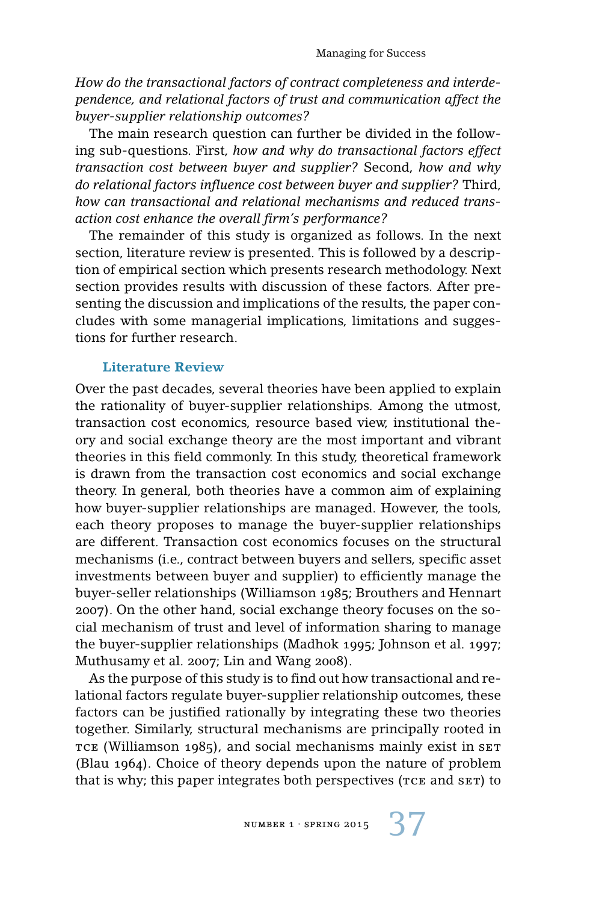*How do the transactional factors of contract completeness and interdependence, and relational factors of trust and communication affect the buyer-supplier relationship outcomes?*

The main research question can further be divided in the following sub-questions. First, *how and why do transactional factors effect transaction cost between buyer and supplier?* Second, *how and why do relational factors influence cost between buyer and supplier?* Third, *how can transactional and relational mechanisms and reduced transaction cost enhance the overall firm's performance?*

The remainder of this study is organized as follows. In the next section, literature review is presented. This is followed by a description of empirical section which presents research methodology. Next section provides results with discussion of these factors. After presenting the discussion and implications of the results, the paper concludes with some managerial implications, limitations and suggestions for further research.

## Literature Review

Over the past decades, several theories have been applied to explain the rationality of buyer-supplier relationships. Among the utmost, transaction cost economics, resource based view, institutional theory and social exchange theory are the most important and vibrant theories in this field commonly. In this study, theoretical framework is drawn from the transaction cost economics and social exchange theory. In general, both theories have a common aim of explaining how buyer-supplier relationships are managed. However, the tools, each theory proposes to manage the buyer-supplier relationships are different. Transaction cost economics focuses on the structural mechanisms (i.e., contract between buyers and sellers, specific asset investments between buyer and supplier) to efficiently manage the buyer-seller relationships (Williamson 1985; Brouthers and Hennart 2007). On the other hand, social exchange theory focuses on the social mechanism of trust and level of information sharing to manage the buyer-supplier relationships (Madhok 1995; Johnson et al. 1997; Muthusamy et al. 2007; Lin and Wang 2008).

As the purpose of this study is to find out how transactional and relational factors regulate buyer-supplier relationship outcomes, these factors can be justified rationally by integrating these two theories together. Similarly, structural mechanisms are principally rooted in TCE (Williamson 1985), and social mechanisms mainly exist in SET (Blau 1964). Choice of theory depends upon the nature of problem that is why; this paper integrates both perspectives (TCE and SET) to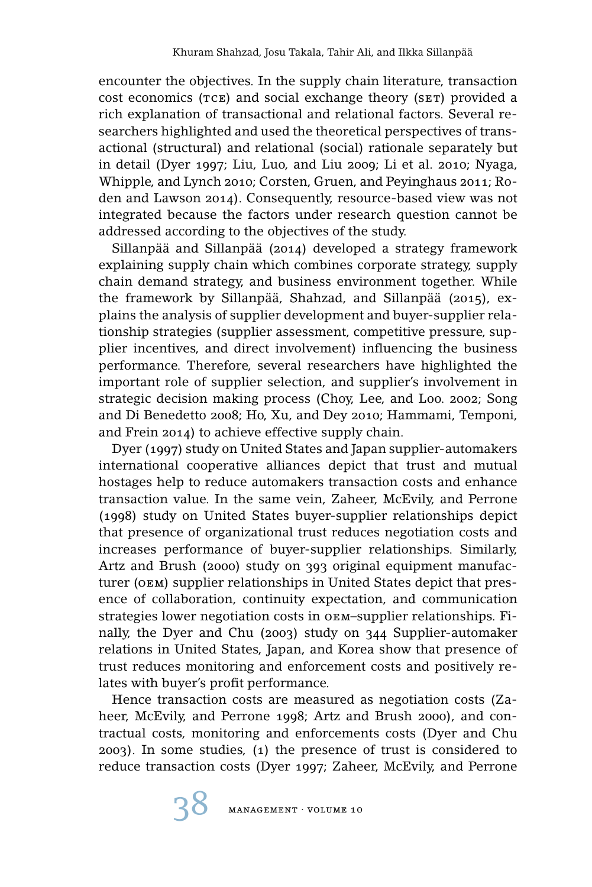encounter the objectives. In the supply chain literature, transaction cost economics (TCE) and social exchange theory (SET) provided a rich explanation of transactional and relational factors. Several researchers highlighted and used the theoretical perspectives of transactional (structural) and relational (social) rationale separately but in detail (Dyer 1997; Liu, Luo, and Liu 2009; Li et al. 2010; Nyaga, Whipple, and Lynch 2010; Corsten, Gruen, and Peyinghaus 2011; Roden and Lawson 2014). Consequently, resource-based view was not integrated because the factors under research question cannot be addressed according to the objectives of the study.

Sillanpää and Sillanpää (2014) developed a strategy framework explaining supply chain which combines corporate strategy, supply chain demand strategy, and business environment together. While the framework by Sillanpää, Shahzad, and Sillanpää (2015), explains the analysis of supplier development and buyer-supplier relationship strategies (supplier assessment, competitive pressure, supplier incentives, and direct involvement) influencing the business performance. Therefore, several researchers have highlighted the important role of supplier selection, and supplier's involvement in strategic decision making process (Choy, Lee, and Loo. 2002; Song and Di Benedetto 2008; Ho, Xu, and Dey 2010; Hammami, Temponi, and Frein 2014) to achieve effective supply chain.

Dyer (1997) study on United States and Japan supplier-automakers international cooperative alliances depict that trust and mutual hostages help to reduce automakers transaction costs and enhance transaction value. In the same vein, Zaheer, McEvily, and Perrone (1998) study on United States buyer-supplier relationships depict that presence of organizational trust reduces negotiation costs and increases performance of buyer-supplier relationships. Similarly, Artz and Brush (2000) study on 393 original equipment manufacturer (OEM) supplier relationships in United States depict that presence of collaboration, continuity expectation, and communication strategies lower negotiation costs in OEM–supplier relationships. Finally, the Dyer and Chu (2003) study on 344 Supplier-automaker relations in United States, Japan, and Korea show that presence of trust reduces monitoring and enforcement costs and positively relates with buyer's profit performance.

Hence transaction costs are measured as negotiation costs (Zaheer, McEvily, and Perrone 1998; Artz and Brush 2000), and contractual costs, monitoring and enforcements costs (Dyer and Chu 2003). In some studies, (1) the presence of trust is considered to reduce transaction costs (Dyer 1997; Zaheer, McEvily, and Perrone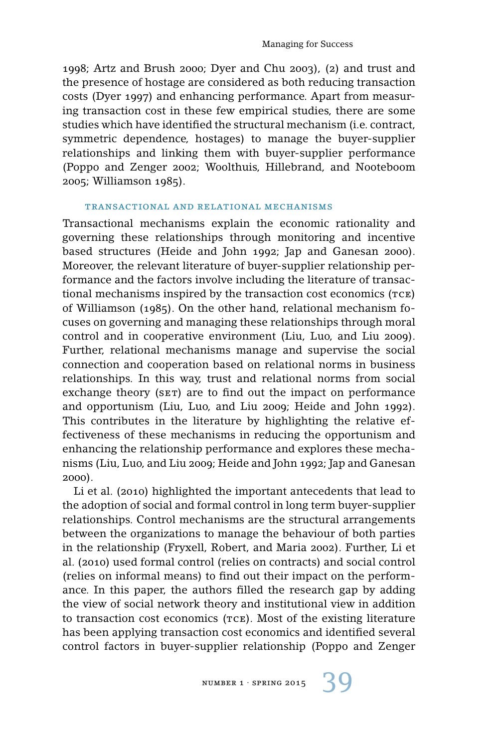1998; Artz and Brush 2000; Dyer and Chu 2003), (2) and trust and the presence of hostage are considered as both reducing transaction costs (Dyer 1997) and enhancing performance. Apart from measuring transaction cost in these few empirical studies, there are some studies which have identified the structural mechanism (i.e. contract, symmetric dependence, hostages) to manage the buyer-supplier relationships and linking them with buyer-supplier performance (Poppo and Zenger 2002; Woolthuis, Hillebrand, and Nooteboom 2005; Williamson 1985).

### TRANSACTIONAL AND RELATIONAL MECHANISMS

Transactional mechanisms explain the economic rationality and governing these relationships through monitoring and incentive based structures (Heide and John 1992; Jap and Ganesan 2000). Moreover, the relevant literature of buyer-supplier relationship performance and the factors involve including the literature of transactional mechanisms inspired by the transaction cost economics (TCE) of Williamson (1985). On the other hand, relational mechanism focuses on governing and managing these relationships through moral control and in cooperative environment (Liu, Luo, and Liu 2009). Further, relational mechanisms manage and supervise the social connection and cooperation based on relational norms in business relationships. In this way, trust and relational norms from social exchange theory (SET) are to find out the impact on performance and opportunism (Liu, Luo, and Liu 2009; Heide and John 1992). This contributes in the literature by highlighting the relative effectiveness of these mechanisms in reducing the opportunism and enhancing the relationship performance and explores these mechanisms (Liu, Luo, and Liu 2009; Heide and John 1992; Jap and Ganesan 2000).

Li et al. (2010) highlighted the important antecedents that lead to the adoption of social and formal control in long term buyer-supplier relationships. Control mechanisms are the structural arrangements between the organizations to manage the behaviour of both parties in the relationship (Fryxell, Robert, and Maria 2002). Further, Li et al. (2010) used formal control (relies on contracts) and social control (relies on informal means) to find out their impact on the performance. In this paper, the authors filled the research gap by adding the view of social network theory and institutional view in addition to transaction cost economics (TCE). Most of the existing literature has been applying transaction cost economics and identified several control factors in buyer-supplier relationship (Poppo and Zenger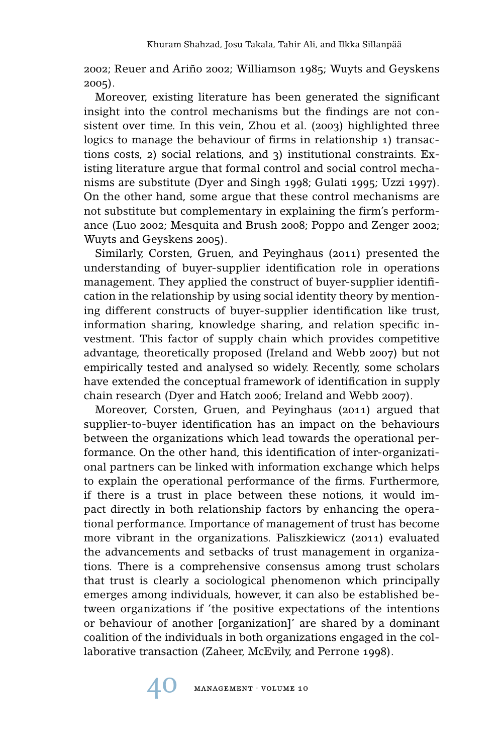2002; Reuer and Ariño 2002; Williamson 1985; Wuyts and Geyskens 2005).

Moreover, existing literature has been generated the significant insight into the control mechanisms but the findings are not consistent over time. In this vein, Zhou et al. (2003) highlighted three logics to manage the behaviour of firms in relationship 1) transactions costs, 2) social relations, and 3) institutional constraints. Existing literature argue that formal control and social control mechanisms are substitute (Dyer and Singh 1998; Gulati 1995; Uzzi 1997). On the other hand, some argue that these control mechanisms are not substitute but complementary in explaining the firm's performance (Luo 2002; Mesquita and Brush 2008; Poppo and Zenger 2002; Wuyts and Geyskens 2005).

Similarly, Corsten, Gruen, and Peyinghaus (2011) presented the understanding of buyer-supplier identification role in operations management. They applied the construct of buyer-supplier identification in the relationship by using social identity theory by mentioning different constructs of buyer-supplier identification like trust, information sharing, knowledge sharing, and relation specific investment. This factor of supply chain which provides competitive advantage, theoretically proposed (Ireland and Webb 2007) but not empirically tested and analysed so widely. Recently, some scholars have extended the conceptual framework of identification in supply chain research (Dyer and Hatch 2006; Ireland and Webb 2007).

Moreover, Corsten, Gruen, and Peyinghaus (2011) argued that supplier-to-buyer identification has an impact on the behaviours between the organizations which lead towards the operational performance. On the other hand, this identification of inter-organizational partners can be linked with information exchange which helps to explain the operational performance of the firms. Furthermore, if there is a trust in place between these notions, it would impact directly in both relationship factors by enhancing the operational performance. Importance of management of trust has become more vibrant in the organizations. Paliszkiewicz (2011) evaluated the advancements and setbacks of trust management in organizations. There is a comprehensive consensus among trust scholars that trust is clearly a sociological phenomenon which principally emerges among individuals, however, it can also be established between organizations if 'the positive expectations of the intentions or behaviour of another [organization]' are shared by a dominant coalition of the individuals in both organizations engaged in the collaborative transaction (Zaheer, McEvily, and Perrone 1998).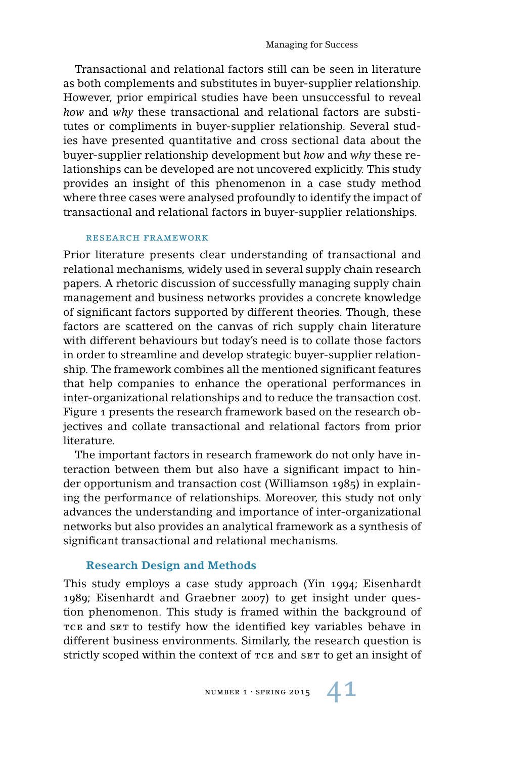Transactional and relational factors still can be seen in literature as both complements and substitutes in buyer-supplier relationship. However, prior empirical studies have been unsuccessful to reveal *how* and *why* these transactional and relational factors are substitutes or compliments in buyer-supplier relationship. Several studies have presented quantitative and cross sectional data about the buyer-supplier relationship development but *how* and *why* these relationships can be developed are not uncovered explicitly. This study provides an insight of this phenomenon in a case study method where three cases were analysed profoundly to identify the impact of transactional and relational factors in buyer-supplier relationships.

#### RESEARCH FRAMEWORK

Prior literature presents clear understanding of transactional and relational mechanisms, widely used in several supply chain research papers. A rhetoric discussion of successfully managing supply chain management and business networks provides a concrete knowledge of significant factors supported by different theories. Though, these factors are scattered on the canvas of rich supply chain literature with different behaviours but today's need is to collate those factors in order to streamline and develop strategic buyer-supplier relationship. The framework combines all the mentioned significant features that help companies to enhance the operational performances in inter-organizational relationships and to reduce the transaction cost. Figure 1 presents the research framework based on the research objectives and collate transactional and relational factors from prior literature.

The important factors in research framework do not only have interaction between them but also have a significant impact to hinder opportunism and transaction cost (Williamson 1985) in explaining the performance of relationships. Moreover, this study not only advances the understanding and importance of inter-organizational networks but also provides an analytical framework as a synthesis of significant transactional and relational mechanisms.

### Research Design and Methods

This study employs a case study approach (Yin 1994; Eisenhardt 1989; Eisenhardt and Graebner 2007) to get insight under question phenomenon. This study is framed within the background of TCE and SET to testify how the identified key variables behave in different business environments. Similarly, the research question is strictly scoped within the context of TCE and SET to get an insight of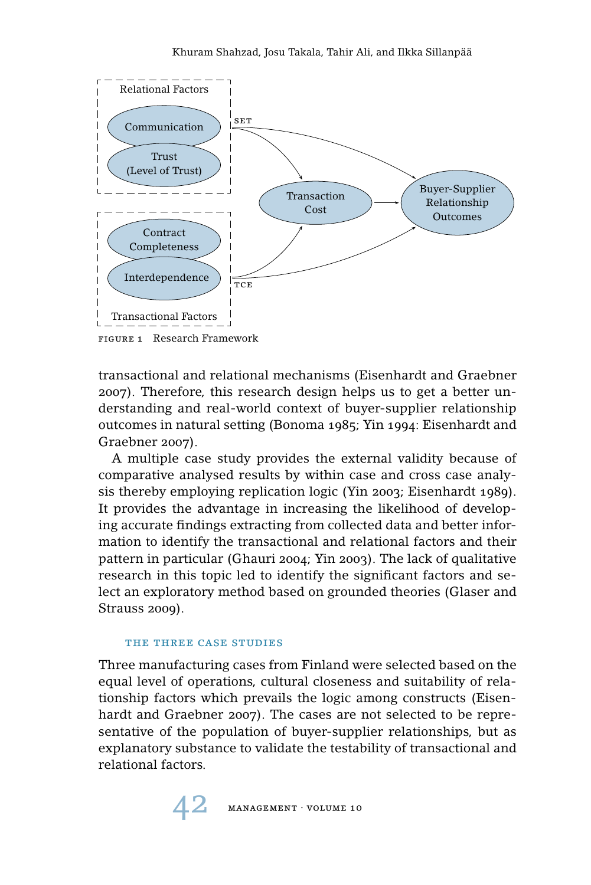FIGURE 1 Research Framework

transactional and relational mechanisms (Eisenhardt and Graebner 2007). Therefore, this research design helps us to get a better understanding and real-world context of buyer-supplier relationship outcomes in natural setting (Bonoma 1985; Yin 1994: Eisenhardt and Graebner 2007).

A multiple case study provides the external validity because of comparative analysed results by within case and cross case analysis thereby employing replication logic (Yin 2003; Eisenhardt 1989). It provides the advantage in increasing the likelihood of developing accurate findings extracting from collected data and better information to identify the transactional and relational factors and their pattern in particular (Ghauri 2004; Yin 2003). The lack of qualitative research in this topic led to identify the significant factors and select an exploratory method based on grounded theories (Glaser and Strauss 2009).

## THE THREE CASE STUDIES

Three manufacturing cases from Finland were selected based on the equal level of operations, cultural closeness and suitability of relationship factors which prevails the logic among constructs (Eisenhardt and Graebner 2007). The cases are not selected to be representative of the population of buyer-supplier relationships, but as explanatory substance to validate the testability of transactional and relational factors.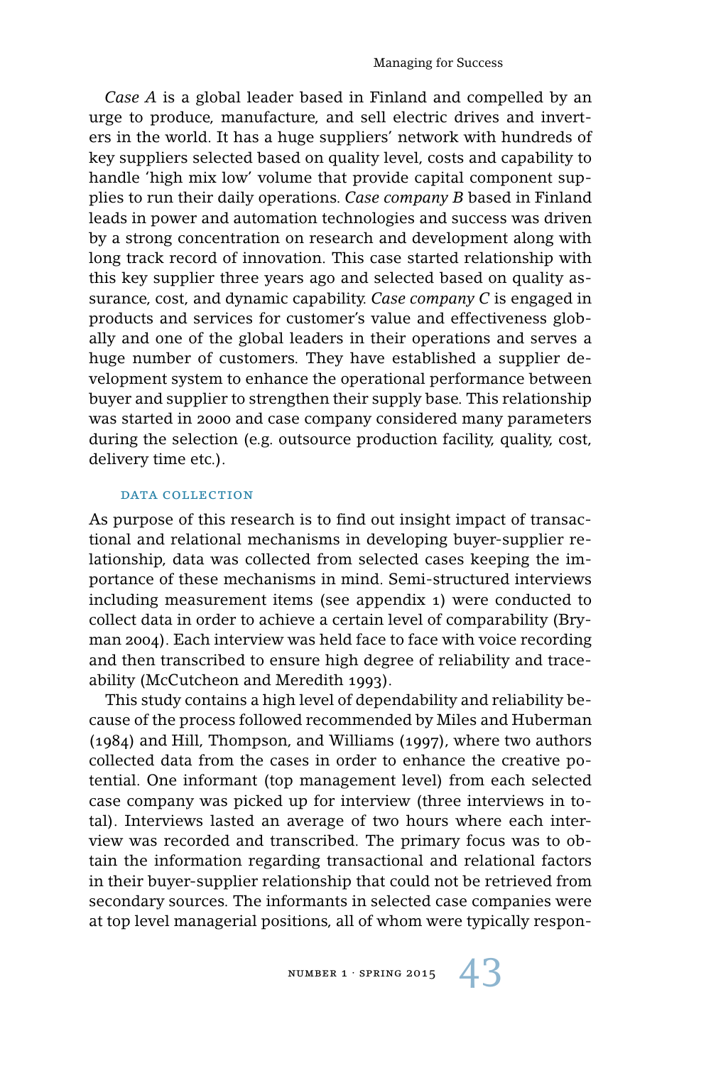*Case A* is a global leader based in Finland and compelled by an urge to produce, manufacture, and sell electric drives and inverters in the world. It has a huge suppliers' network with hundreds of key suppliers selected based on quality level, costs and capability to handle 'high mix low' volume that provide capital component supplies to run their daily operations. *Case company B* based in Finland leads in power and automation technologies and success was driven by a strong concentration on research and development along with long track record of innovation. This case started relationship with this key supplier three years ago and selected based on quality assurance, cost, and dynamic capability. *Case company C* is engaged in products and services for customer's value and effectiveness globally and one of the global leaders in their operations and serves a huge number of customers. They have established a supplier development system to enhance the operational performance between buyer and supplier to strengthen their supply base. This relationship was started in 2000 and case company considered many parameters during the selection (e.g. outsource production facility, quality, cost, delivery time etc.).

### DATA COLLECTION

As purpose of this research is to find out insight impact of transactional and relational mechanisms in developing buyer-supplier relationship, data was collected from selected cases keeping the importance of these mechanisms in mind. Semi-structured interviews including measurement items (see appendix 1) were conducted to collect data in order to achieve a certain level of comparability (Bryman 2004). Each interview was held face to face with voice recording and then transcribed to ensure high degree of reliability and traceability (McCutcheon and Meredith 1993).

This study contains a high level of dependability and reliability because of the process followed recommended by Miles and Huberman (1984) and Hill, Thompson, and Williams (1997), where two authors collected data from the cases in order to enhance the creative potential. One informant (top management level) from each selected case company was picked up for interview (three interviews in total). Interviews lasted an average of two hours where each interview was recorded and transcribed. The primary focus was to obtain the information regarding transactional and relational factors in their buyer-supplier relationship that could not be retrieved from secondary sources. The informants in selected case companies were at top level managerial positions, all of whom were typically respon-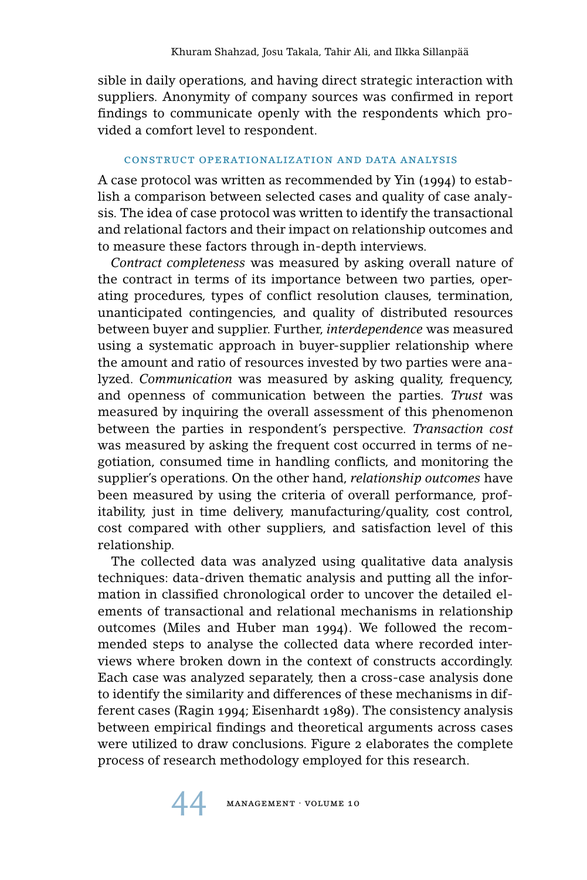sible in daily operations, and having direct strategic interaction with suppliers. Anonymity of company sources was confirmed in report findings to communicate openly with the respondents which provided a comfort level to respondent.

### CONSTRUCT OPERATIONALIZATION AND DATA ANALYSIS

A case protocol was written as recommended by Yin (1994) to establish a comparison between selected cases and quality of case analysis. The idea of case protocol was written to identify the transactional and relational factors and their impact on relationship outcomes and to measure these factors through in-depth interviews.

*Contract completeness* was measured by asking overall nature of the contract in terms of its importance between two parties, operating procedures, types of conflict resolution clauses, termination, unanticipated contingencies, and quality of distributed resources between buyer and supplier. Further, *interdependence* was measured using a systematic approach in buyer-supplier relationship where the amount and ratio of resources invested by two parties were analyzed. *Communication* was measured by asking quality, frequency, and openness of communication between the parties. *Trust* was measured by inquiring the overall assessment of this phenomenon between the parties in respondent's perspective. *Transaction cost* was measured by asking the frequent cost occurred in terms of negotiation, consumed time in handling conflicts, and monitoring the supplier's operations. On the other hand, *relationship outcomes* have been measured by using the criteria of overall performance, profitability, just in time delivery, manufacturing/quality, cost control, cost compared with other suppliers, and satisfaction level of this relationship.

The collected data was analyzed using qualitative data analysis techniques: data-driven thematic analysis and putting all the information in classified chronological order to uncover the detailed elements of transactional and relational mechanisms in relationship outcomes (Miles and Huber man 1994). We followed the recommended steps to analyse the collected data where recorded interviews where broken down in the context of constructs accordingly. Each case was analyzed separately, then a cross-case analysis done to identify the similarity and differences of these mechanisms in different cases (Ragin 1994; Eisenhardt 1989). The consistency analysis between empirical findings and theoretical arguments across cases were utilized to draw conclusions. Figure 2 elaborates the complete process of research methodology employed for this research.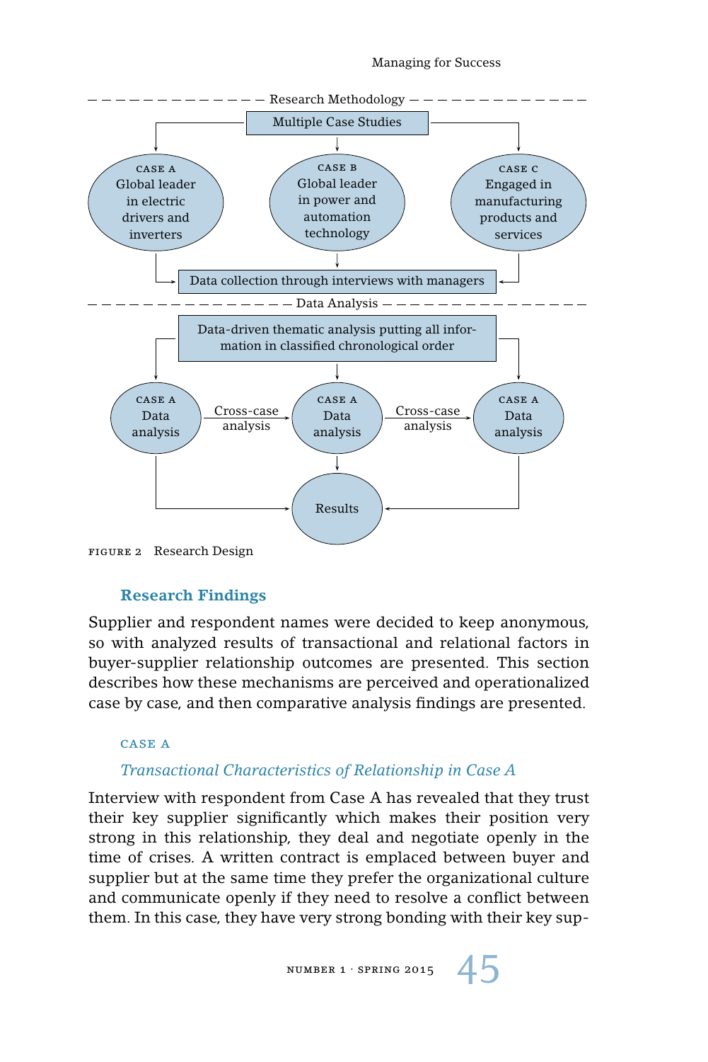Research Methodology

Multiple Case Studies

CASE A Global leader in electric drivers and inverters

CASE B Global leader in power and automation technology

CASE C Engaged in manufacturing products and services

Data collection through interviews with managers

Data Analysis

Data-driven thematic analysis putting all information in classified chronological order

CASE A Data analysis → Cross-case analysis → CASE A Data analysis → Cross-case analysis → CASE A Data analysis

Results

FIGURE 2 Research Design

## Research Findings

Supplier and respondent names were decided to keep anonymous, so with analyzed results of transactional and relational factors in buyer-supplier relationship outcomes are presented. This section describes how these mechanisms are perceived and operationalized case by case, and then comparative analysis findings are presented.

### CASE A

#### *Transactional Characteristics of Relationship in Case A*

Interview with respondent from Case A has revealed that they trust their key supplier significantly which makes their position very strong in this relationship, they deal and negotiate openly in the time of crises. A written contract is emplaced between buyer and supplier but at the same time they prefer the organizational culture and communicate openly if they need to resolve a conflict between them. In this case, they have very strong bonding with their key sup-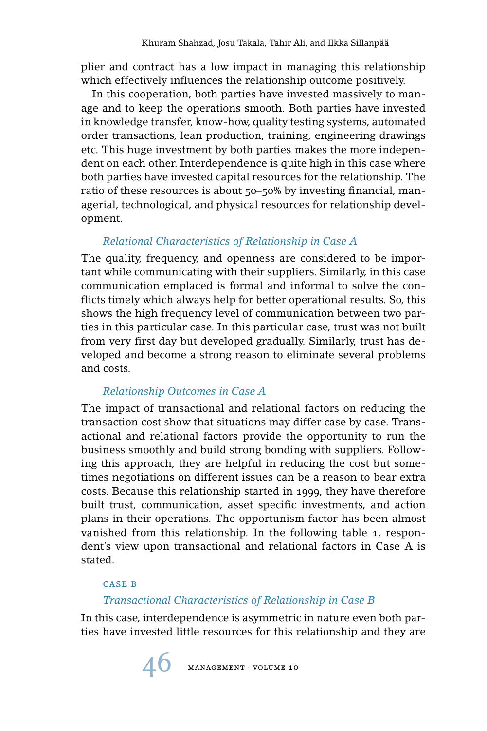plier and contract has a low impact in managing this relationship which effectively influences the relationship outcome positively.

In this cooperation, both parties have invested massively to manage and to keep the operations smooth. Both parties have invested in knowledge transfer, know-how, quality testing systems, automated order transactions, lean production, training, engineering drawings etc. This huge investment by both parties makes the more independent on each other. Interdependence is quite high in this case where both parties have invested capital resources for the relationship. The ratio of these resources is about 50–50% by investing financial, managerial, technological, and physical resources for relationship development.

#### *Relational Characteristics of Relationship in Case A*

The quality, frequency, and openness are considered to be important while communicating with their suppliers. Similarly, in this case communication emplaced is formal and informal to solve the conflicts timely which always help for better operational results. So, this shows the high frequency level of communication between two parties in this particular case. In this particular case, trust was not built from very first day but developed gradually. Similarly, trust has developed and become a strong reason to eliminate several problems and costs.

#### *Relationship Outcomes in Case A*

The impact of transactional and relational factors on reducing the transaction cost show that situations may differ case by case. Transactional and relational factors provide the opportunity to run the business smoothly and build strong bonding with suppliers. Following this approach, they are helpful in reducing the cost but sometimes negotiations on different issues can be a reason to bear extra costs. Because this relationship started in 1999, they have therefore built trust, communication, asset specific investments, and action plans in their operations. The opportunism factor has been almost vanished from this relationship. In the following table 1, respondent's view upon transactional and relational factors in Case A is stated.

### Case B

#### *Transactional Characteristics of Relationship in Case B*

In this case, interdependence is asymmetric in nature even both parties have invested little resources for this relationship and they are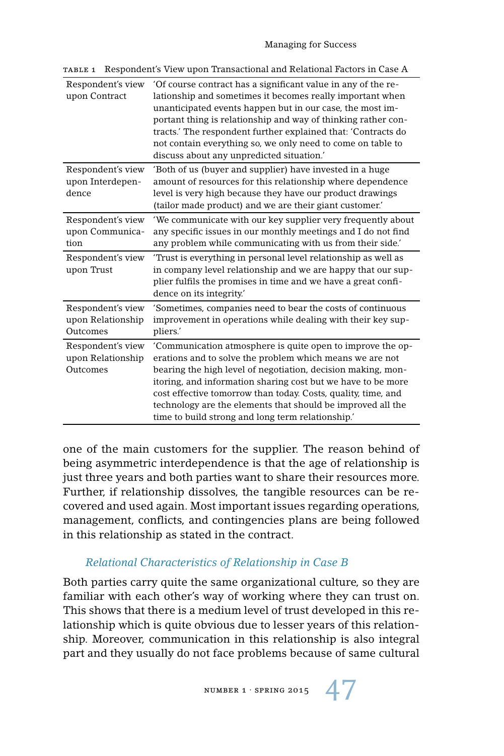TABLE 1 Respondent's View upon Transactional and Relational Factors in Case A

| | |
|---|---|
| Respondent's view upon Contract | 'Of course contract has a significant value in any of the relationship and sometimes it becomes really important when unanticipated events happen but in our case, the most important thing is relationship and way of thinking rather contracts.' The respondent further explained that: 'Contracts do not contain everything so, we only need to come on table to discuss about any unpredicted situation.' |
| Respondent's view upon Interdependence | 'Both of us (buyer and supplier) have invested in a huge amount of resources for this relationship where dependence level is very high because they have our product drawings (tailor made product) and we are their giant customer.' |
| Respondent's view upon Communication | 'We communicate with our key supplier very frequently about any specific issues in our monthly meetings and I do not find any problem while communicating with us from their side.' |
| Respondent's view upon Trust | 'Trust is everything in personal level relationship as well as in company level relationship and we are happy that our supplier fulfils the promises in time and we have a great confidence on its integrity.' |
| Respondent's view upon Relationship Outcomes | 'Sometimes, companies need to bear the costs of continuous improvement in operations while dealing with their key suppliers.' |
| Respondent's view upon Relationship Outcomes | 'Communication atmosphere is quite open to improve the operations and to solve the problem which means we are not bearing the high level of negotiation, decision making, monitoring, and information sharing cost but we have to be more cost effective tomorrow than today. Costs, quality, time, and technology are the elements that should be improved all the time to build strong and long term relationship.' |

one of the main customers for the supplier. The reason behind of being asymmetric interdependence is that the age of relationship is just three years and both parties want to share their resources more. Further, if relationship dissolves, the tangible resources can be recovered and used again. Most important issues regarding operations, management, conflicts, and contingencies plans are being followed in this relationship as stated in the contract.

### *Relational Characteristics of Relationship in Case B*

Both parties carry quite the same organizational culture, so they are familiar with each other's way of working where they can trust on. This shows that there is a medium level of trust developed in this relationship which is quite obvious due to lesser years of this relationship. Moreover, communication in this relationship is also integral part and they usually do not face problems because of same cultural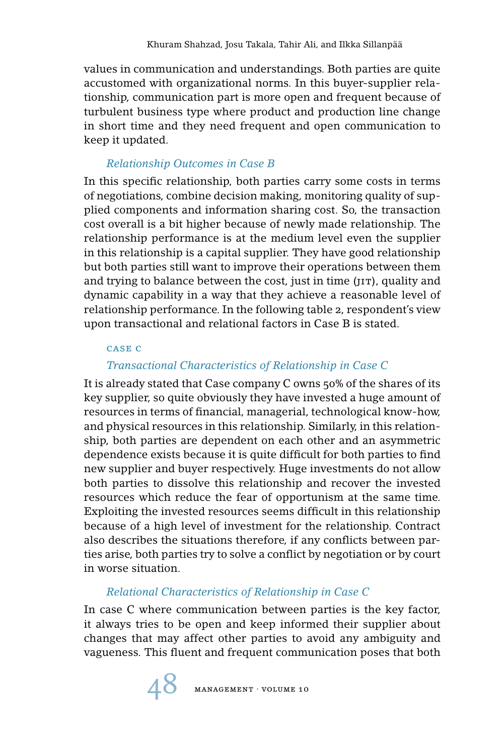values in communication and understandings. Both parties are quite accustomed with organizational norms. In this buyer-supplier relationship, communication part is more open and frequent because of turbulent business type where product and production line change in short time and they need frequent and open communication to keep it updated.

### *Relationship Outcomes in Case B*

In this specific relationship, both parties carry some costs in terms of negotiations, combine decision making, monitoring quality of supplied components and information sharing cost. So, the transaction cost overall is a bit higher because of newly made relationship. The relationship performance is at the medium level even the supplier in this relationship is a capital supplier. They have good relationship but both parties still want to improve their operations between them and trying to balance between the cost, just in time (JIT), quality and dynamic capability in a way that they achieve a reasonable level of relationship performance. In the following table 2, respondent's view upon transactional and relational factors in Case B is stated.

## CASE C

### *Transactional Characteristics of Relationship in Case C*

It is already stated that Case company C owns 50% of the shares of its key supplier, so quite obviously they have invested a huge amount of resources in terms of financial, managerial, technological know-how, and physical resources in this relationship. Similarly, in this relationship, both parties are dependent on each other and an asymmetric dependence exists because it is quite difficult for both parties to find new supplier and buyer respectively. Huge investments do not allow both parties to dissolve this relationship and recover the invested resources which reduce the fear of opportunism at the same time. Exploiting the invested resources seems difficult in this relationship because of a high level of investment for the relationship. Contract also describes the situations therefore, if any conflicts between parties arise, both parties try to solve a conflict by negotiation or by court in worse situation.

### *Relational Characteristics of Relationship in Case C*

In case C where communication between parties is the key factor, it always tries to be open and keep informed their supplier about changes that may affect other parties to avoid any ambiguity and vagueness. This fluent and frequent communication poses that both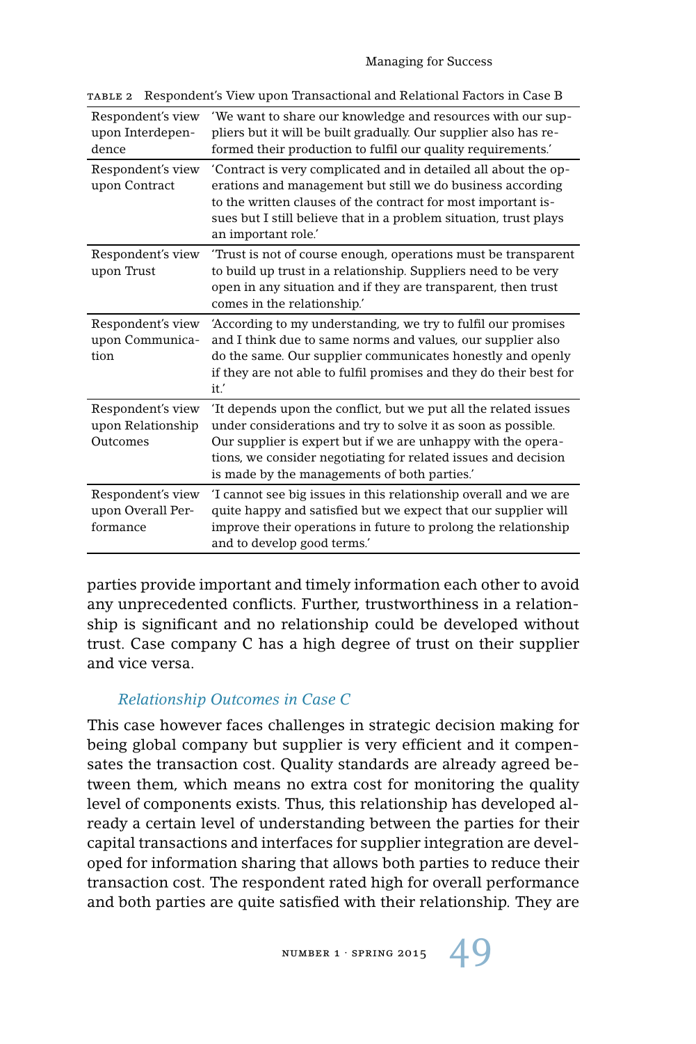TABLE 2 Respondent's View upon Transactional and Relational Factors in Case B

| | |
|---|---|
| Respondent's view upon Interdependence | 'We want to share our knowledge and resources with our suppliers but it will be built gradually. Our supplier also has reformed their production to fulfil our quality requirements.' |
| Respondent's view upon Contract | 'Contract is very complicated and in detailed all about the operations and management but still we do business according to the written clauses of the contract for most important issues but I still believe that in a problem situation, trust plays an important role.' |
| Respondent's view upon Trust | 'Trust is not of course enough, operations must be transparent to build up trust in a relationship. Suppliers need to be very open in any situation and if they are transparent, then trust comes in the relationship.' |
| Respondent's view upon Communication | 'According to my understanding, we try to fulfil our promises and I think due to same norms and values, our supplier also do the same. Our supplier communicates honestly and openly if they are not able to fulfil promises and they do their best for it.' |
| Respondent's view upon Relationship Outcomes | 'It depends upon the conflict, but we put all the related issues under considerations and try to solve it as soon as possible. Our supplier is expert but if we are unhappy with the operations, we consider negotiating for related issues and decision is made by the managements of both parties.' |
| Respondent's view upon Overall Performance | 'I cannot see big issues in this relationship overall and we are quite happy and satisfied but we expect that our supplier will improve their operations in future to prolong the relationship and to develop good terms.' |

parties provide important and timely information each other to avoid any unprecedented conflicts. Further, trustworthiness in a relationship is significant and no relationship could be developed without trust. Case company C has a high degree of trust on their supplier and vice versa.

### *Relationship Outcomes in Case C*

This case however faces challenges in strategic decision making for being global company but supplier is very efficient and it compensates the transaction cost. Quality standards are already agreed between them, which means no extra cost for monitoring the quality level of components exists. Thus, this relationship has developed already a certain level of understanding between the parties for their capital transactions and interfaces for supplier integration are developed for information sharing that allows both parties to reduce their transaction cost. The respondent rated high for overall performance and both parties are quite satisfied with their relationship. They are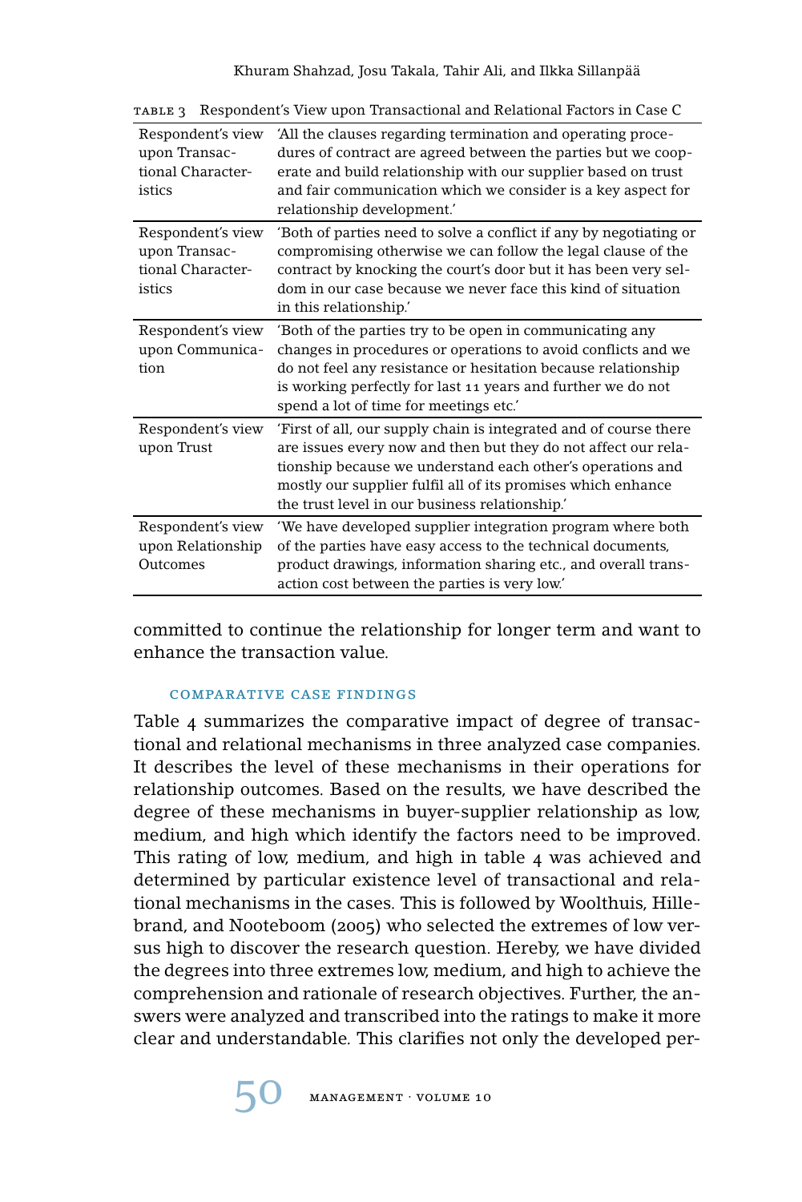TABLE 3 Respondent's View upon Transactional and Relational Factors in Case C

| | |
|---|---|
| Respondent's view upon Transactional Characteristics | 'All the clauses regarding termination and operating procedures of contract are agreed between the parties but we cooperate and build relationship with our supplier based on trust and fair communication which we consider is a key aspect for relationship development.' |
| Respondent's view upon Transactional Characteristics | 'Both of parties need to solve a conflict if any by negotiating or compromising otherwise we can follow the legal clause of the contract by knocking the court's door but it has been very seldom in our case because we never face this kind of situation in this relationship.' |
| Respondent's view upon Communication | 'Both of the parties try to be open in communicating any changes in procedures or operations to avoid conflicts and we do not feel any resistance or hesitation because relationship is working perfectly for last 11 years and further we do not spend a lot of time for meetings etc.' |
| Respondent's view upon Trust | 'First of all, our supply chain is integrated and of course there are issues every now and then but they do not affect our relationship because we understand each other's operations and mostly our supplier fulfil all of its promises which enhance the trust level in our business relationship.' |
| Respondent's view upon Relationship Outcomes | 'We have developed supplier integration program where both of the parties have easy access to the technical documents, product drawings, information sharing etc., and overall transaction cost between the parties is very low.' |

committed to continue the relationship for longer term and want to enhance the transaction value.

### COMPARATIVE CASE FINDINGS

Table 4 summarizes the comparative impact of degree of transactional and relational mechanisms in three analyzed case companies. It describes the level of these mechanisms in their operations for relationship outcomes. Based on the results, we have described the degree of these mechanisms in buyer-supplier relationship as low, medium, and high which identify the factors need to be improved. This rating of low, medium, and high in table 4 was achieved and determined by particular existence level of transactional and relational mechanisms in the cases. This is followed by Woolthuis, Hillebrand, and Nooteboom (2005) who selected the extremes of low versus high to discover the research question. Hereby, we have divided the degrees into three extremes low, medium, and high to achieve the comprehension and rationale of research objectives. Further, the answers were analyzed and transcribed into the ratings to make it more clear and understandable. This clarifies not only the developed per-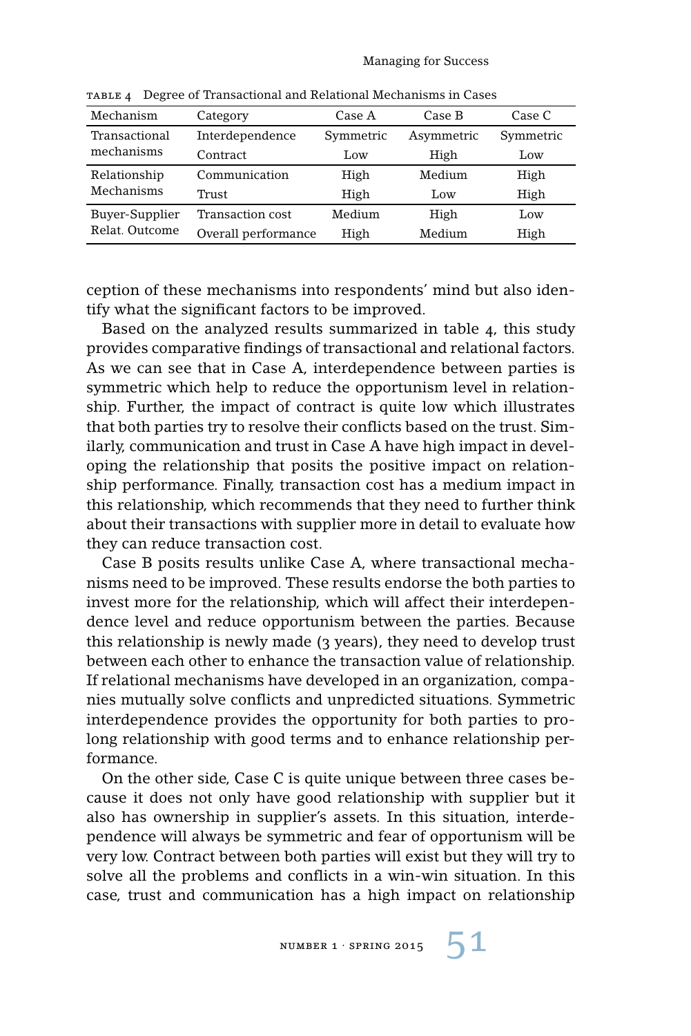TABLE 4 Degree of Transactional and Relational Mechanisms in Cases

| Mechanism | Category | Case A | Case B | Case C |
|---|---|---|---|---|
| Transactional mechanisms | Interdependence | Symmetric | Asymmetric | Symmetric |
| | Contract | Low | High | Low |
| Relationship Mechanisms | Communication | High | Medium | High |
| | Trust | High | Low | High |
| Buyer-Supplier Relat. Outcome | Transaction cost | Medium | High | Low |
| | Overall performance | High | Medium | High |

ception of these mechanisms into respondents' mind but also identify what the significant factors to be improved.

Based on the analyzed results summarized in table 4, this study provides comparative findings of transactional and relational factors. As we can see that in Case A, interdependence between parties is symmetric which help to reduce the opportunism level in relationship. Further, the impact of contract is quite low which illustrates that both parties try to resolve their conflicts based on the trust. Similarly, communication and trust in Case A have high impact in developing the relationship that posits the positive impact on relationship performance. Finally, transaction cost has a medium impact in this relationship, which recommends that they need to further think about their transactions with supplier more in detail to evaluate how they can reduce transaction cost.

Case B posits results unlike Case A, where transactional mechanisms need to be improved. These results endorse the both parties to invest more for the relationship, which will affect their interdependence level and reduce opportunism between the parties. Because this relationship is newly made (3 years), they need to develop trust between each other to enhance the transaction value of relationship. If relational mechanisms have developed in an organization, companies mutually solve conflicts and unpredicted situations. Symmetric interdependence provides the opportunity for both parties to prolong relationship with good terms and to enhance relationship performance.

On the other side, Case C is quite unique between three cases because it does not only have good relationship with supplier but it also has ownership in supplier's assets. In this situation, interdependence will always be symmetric and fear of opportunism will be very low. Contract between both parties will exist but they will try to solve all the problems and conflicts in a win-win situation. In this case, trust and communication has a high impact on relationship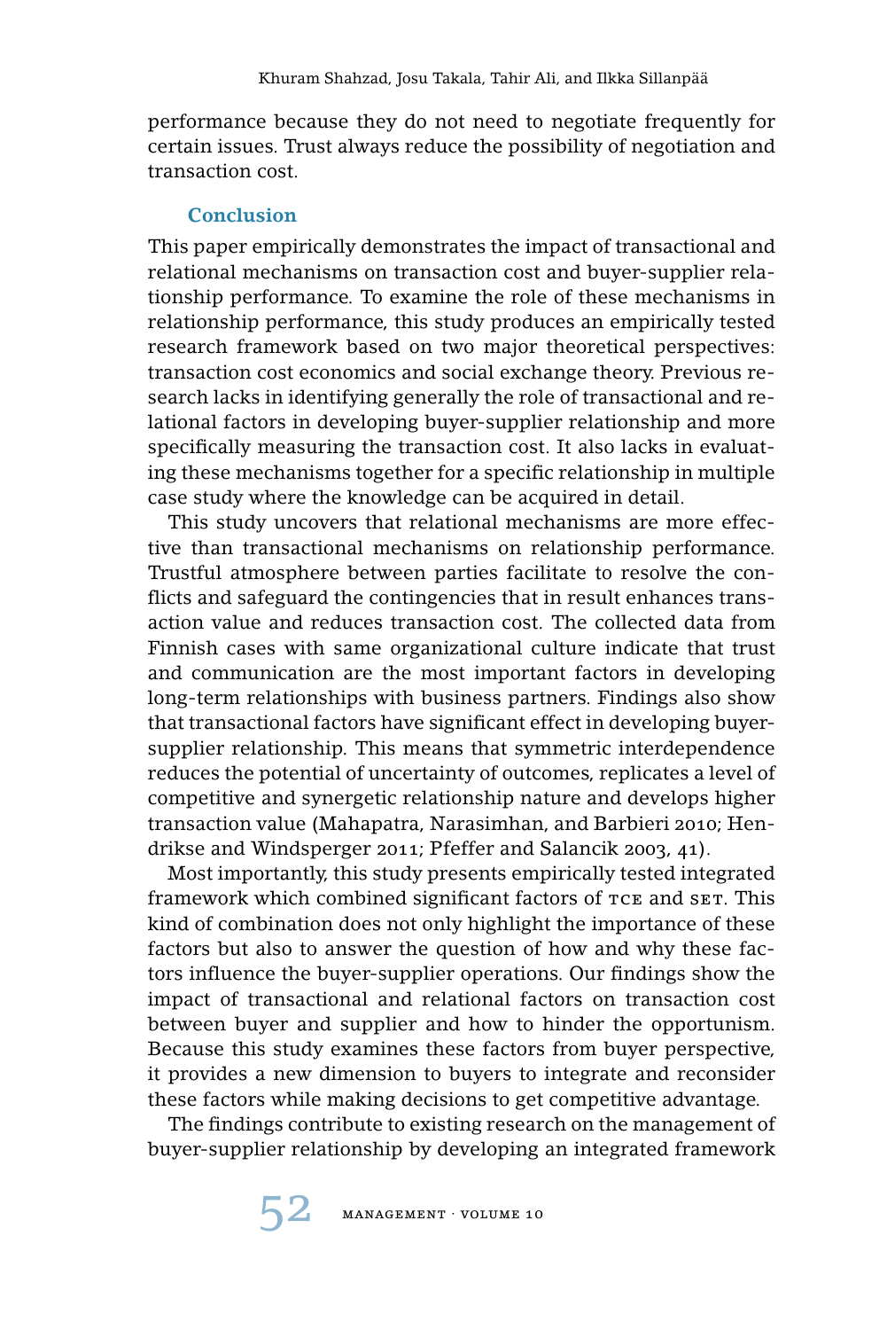performance because they do not need to negotiate frequently for certain issues. Trust always reduce the possibility of negotiation and transaction cost.

## Conclusion

This paper empirically demonstrates the impact of transactional and relational mechanisms on transaction cost and buyer-supplier relationship performance. To examine the role of these mechanisms in relationship performance, this study produces an empirically tested research framework based on two major theoretical perspectives: transaction cost economics and social exchange theory. Previous research lacks in identifying generally the role of transactional and relational factors in developing buyer-supplier relationship and more specifically measuring the transaction cost. It also lacks in evaluating these mechanisms together for a specific relationship in multiple case study where the knowledge can be acquired in detail.

This study uncovers that relational mechanisms are more effective than transactional mechanisms on relationship performance. Trustful atmosphere between parties facilitate to resolve the conflicts and safeguard the contingencies that in result enhances transaction value and reduces transaction cost. The collected data from Finnish cases with same organizational culture indicate that trust and communication are the most important factors in developing long-term relationships with business partners. Findings also show that transactional factors have significant effect in developing buyer-supplier relationship. This means that symmetric interdependence reduces the potential of uncertainty of outcomes, replicates a level of competitive and synergetic relationship nature and develops higher transaction value (Mahapatra, Narasimhan, and Barbieri 2010; Hendrikse and Windsperger 2011; Pfeffer and Salancik 2003, 41).

Most importantly, this study presents empirically tested integrated framework which combined significant factors of TCE and SET. This kind of combination does not only highlight the importance of these factors but also to answer the question of how and why these factors influence the buyer-supplier operations. Our findings show the impact of transactional and relational factors on transaction cost between buyer and supplier and how to hinder the opportunism. Because this study examines these factors from buyer perspective, it provides a new dimension to buyers to integrate and reconsider these factors while making decisions to get competitive advantage.

The findings contribute to existing research on the management of buyer-supplier relationship by developing an integrated framework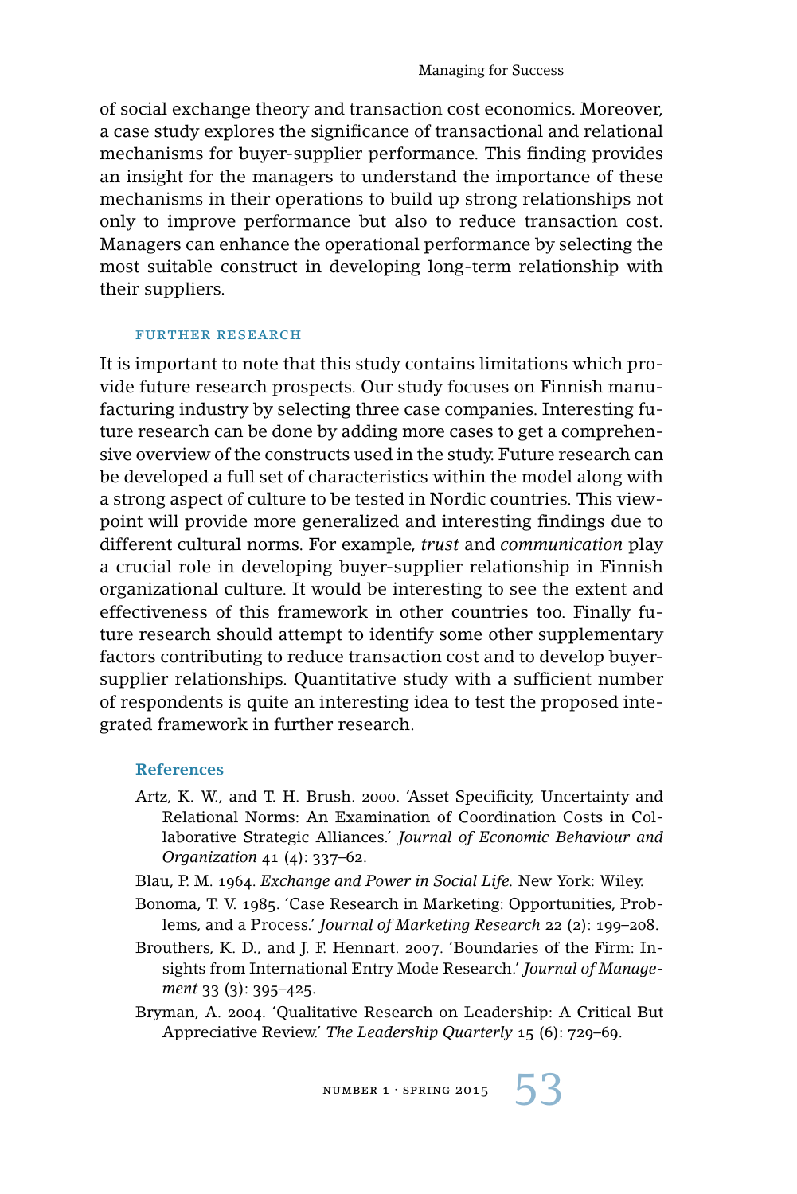of social exchange theory and transaction cost economics. Moreover, a case study explores the significance of transactional and relational mechanisms for buyer-supplier performance. This finding provides an insight for the managers to understand the importance of these mechanisms in their operations to build up strong relationships not only to improve performance but also to reduce transaction cost. Managers can enhance the operational performance by selecting the most suitable construct in developing long-term relationship with their suppliers.

### FURTHER RESEARCH

It is important to note that this study contains limitations which provide future research prospects. Our study focuses on Finnish manufacturing industry by selecting three case companies. Interesting future research can be done by adding more cases to get a comprehensive overview of the constructs used in the study. Future research can be developed a full set of characteristics within the model along with a strong aspect of culture to be tested in Nordic countries. This viewpoint will provide more generalized and interesting findings due to different cultural norms. For example, *trust* and *communication* play a crucial role in developing buyer-supplier relationship in Finnish organizational culture. It would be interesting to see the extent and effectiveness of this framework in other countries too. Finally future research should attempt to identify some other supplementary factors contributing to reduce transaction cost and to develop buyer-supplier relationships. Quantitative study with a sufficient number of respondents is quite an interesting idea to test the proposed integrated framework in further research.

## References

Artz, K. W., and T. H. Brush. 2000. 'Asset Specificity, Uncertainty and Relational Norms: An Examination of Coordination Costs in Collaborative Strategic Alliances.' *Journal of Economic Behaviour and Organization* 41 (4): 337–62.

Blau, P. M. 1964. *Exchange and Power in Social Life*. New York: Wiley.

Bonoma, T. V. 1985. 'Case Research in Marketing: Opportunities, Problems, and a Process.' *Journal of Marketing Research* 22 (2): 199–208.

Brouthers, K. D., and J. F. Hennart. 2007. 'Boundaries of the Firm: Insights from International Entry Mode Research.' *Journal of Management* 33 (3): 395–425.

Bryman, A. 2004. 'Qualitative Research on Leadership: A Critical But Appreciative Review.' *The Leadership Quarterly* 15 (6): 729–69.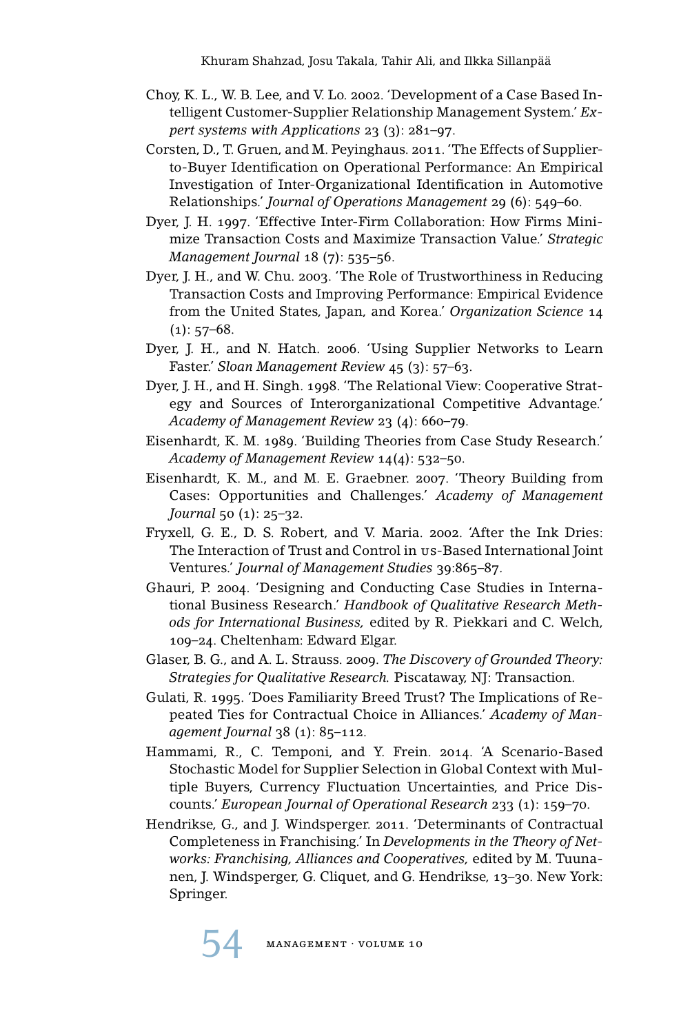Choy, K. L., W. B. Lee, and V. Lo. 2002. 'Development of a Case Based Intelligent Customer-Supplier Relationship Management System.' *Expert systems with Applications* 23 (3): 281–97.

Corsten, D., T. Gruen, and M. Peyinghaus. 2011. 'The Effects of Supplier-to-Buyer Identification on Operational Performance: An Empirical Investigation of Inter-Organizational Identification in Automotive Relationships.' *Journal of Operations Management* 29 (6): 549–60.

Dyer, J. H. 1997. 'Effective Inter-Firm Collaboration: How Firms Minimize Transaction Costs and Maximize Transaction Value.' *Strategic Management Journal* 18 (7): 535–56.

Dyer, J. H., and W. Chu. 2003. 'The Role of Trustworthiness in Reducing Transaction Costs and Improving Performance: Empirical Evidence from the United States, Japan, and Korea.' *Organization Science* 14 (1): 57–68.

Dyer, J. H., and N. Hatch. 2006. 'Using Supplier Networks to Learn Faster.' *Sloan Management Review* 45 (3): 57–63.

Dyer, J. H., and H. Singh. 1998. 'The Relational View: Cooperative Strategy and Sources of Interorganizational Competitive Advantage.' *Academy of Management Review* 23 (4): 660–79.

Eisenhardt, K. M. 1989. 'Building Theories from Case Study Research.' *Academy of Management Review* 14(4): 532–50.

Eisenhardt, K. M., and M. E. Graebner. 2007. 'Theory Building from Cases: Opportunities and Challenges.' *Academy of Management Journal* 50 (1): 25–32.

Fryxell, G. E., D. S. Robert, and V. Maria. 2002. 'After the Ink Dries: The Interaction of Trust and Control in US-Based International Joint Ventures.' *Journal of Management Studies* 39:865–87.

Ghauri, P. 2004. 'Designing and Conducting Case Studies in International Business Research.' *Handbook of Qualitative Research Methods for International Business,* edited by R. Piekkari and C. Welch, 109–24. Cheltenham: Edward Elgar.

Glaser, B. G., and A. L. Strauss. 2009. *The Discovery of Grounded Theory: Strategies for Qualitative Research.* Piscataway, NJ: Transaction.

Gulati, R. 1995. 'Does Familiarity Breed Trust? The Implications of Repeated Ties for Contractual Choice in Alliances.' *Academy of Management Journal* 38 (1): 85–112.

Hammami, R., C. Temponi, and Y. Frein. 2014. 'A Scenario-Based Stochastic Model for Supplier Selection in Global Context with Multiple Buyers, Currency Fluctuation Uncertainties, and Price Discounts.' *European Journal of Operational Research* 233 (1): 159–70.

Hendrikse, G., and J. Windsperger. 2011. 'Determinants of Contractual Completeness in Franchising.' In *Developments in the Theory of Networks: Franchising, Alliances and Cooperatives,* edited by M. Tuunanen, J. Windsperger, G. Cliquet, and G. Hendrikse, 13–30. New York: Springer.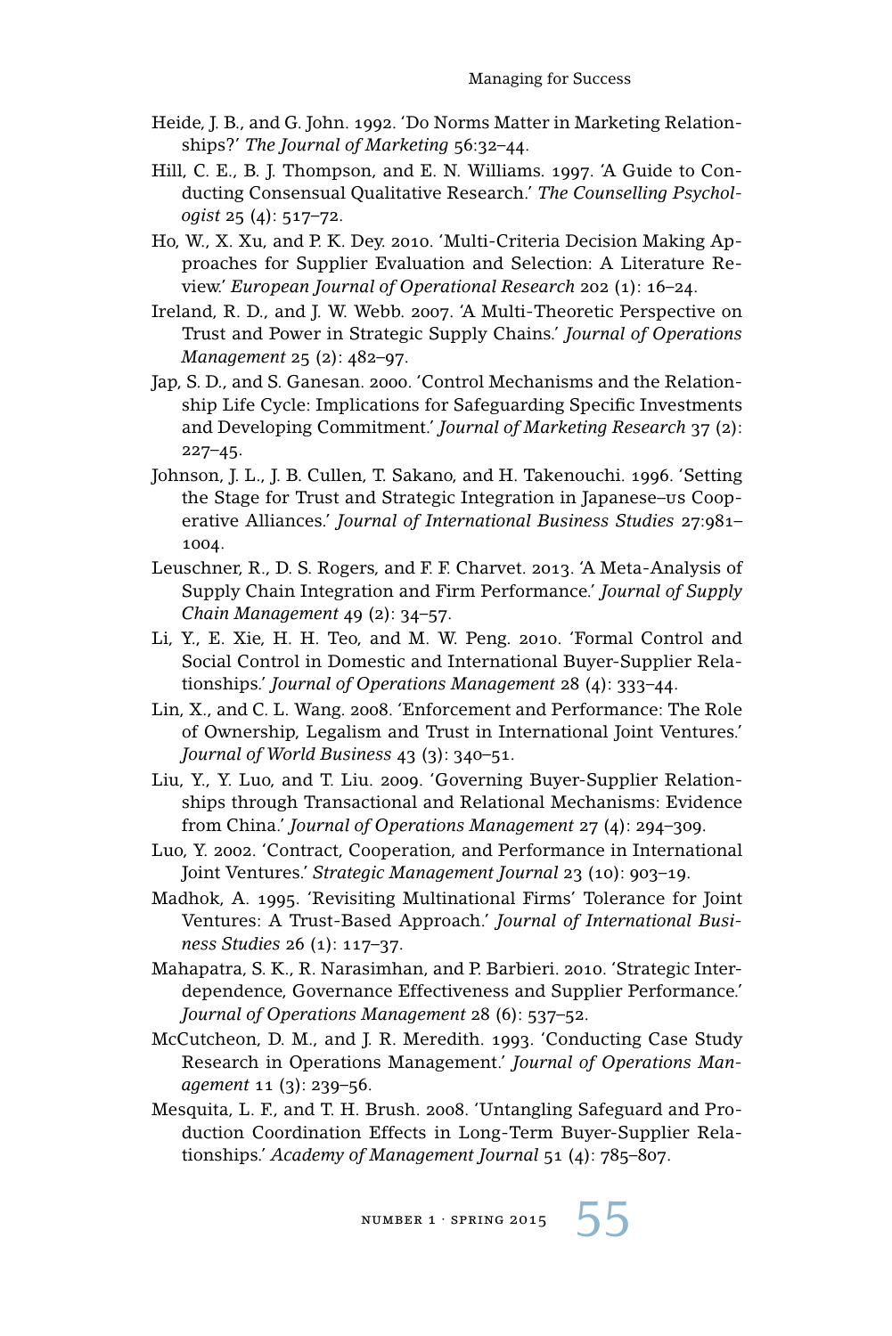Heide, J. B., and G. John. 1992. 'Do Norms Matter in Marketing Relationships?' *The Journal of Marketing* 56:32–44.

Hill, C. E., B. J. Thompson, and E. N. Williams. 1997. 'A Guide to Conducting Consensual Qualitative Research.' *The Counselling Psychologist* 25 (4): 517–72.

Ho, W., X. Xu, and P. K. Dey. 2010. 'Multi-Criteria Decision Making Approaches for Supplier Evaluation and Selection: A Literature Review.' *European Journal of Operational Research* 202 (1): 16–24.

Ireland, R. D., and J. W. Webb. 2007. 'A Multi-Theoretic Perspective on Trust and Power in Strategic Supply Chains.' *Journal of Operations Management* 25 (2): 482–97.

Jap, S. D., and S. Ganesan. 2000. 'Control Mechanisms and the Relationship Life Cycle: Implications for Safeguarding Specific Investments and Developing Commitment.' *Journal of Marketing Research* 37 (2): 227–45.

Johnson, J. L., J. B. Cullen, T. Sakano, and H. Takenouchi. 1996. 'Setting the Stage for Trust and Strategic Integration in Japanese–US Cooperative Alliances.' *Journal of International Business Studies* 27:981–1004.

Leuschner, R., D. S. Rogers, and F. F. Charvet. 2013. 'A Meta-Analysis of Supply Chain Integration and Firm Performance.' *Journal of Supply Chain Management* 49 (2): 34–57.

Li, Y., E. Xie, H. H. Teo, and M. W. Peng. 2010. 'Formal Control and Social Control in Domestic and International Buyer-Supplier Relationships.' *Journal of Operations Management* 28 (4): 333–44.

Lin, X., and C. L. Wang. 2008. 'Enforcement and Performance: The Role of Ownership, Legalism and Trust in International Joint Ventures.' *Journal of World Business* 43 (3): 340–51.

Liu, Y., Y. Luo, and T. Liu. 2009. 'Governing Buyer-Supplier Relationships through Transactional and Relational Mechanisms: Evidence from China.' *Journal of Operations Management* 27 (4): 294–309.

Luo, Y. 2002. 'Contract, Cooperation, and Performance in International Joint Ventures.' *Strategic Management Journal* 23 (10): 903–19.

Madhok, A. 1995. 'Revisiting Multinational Firms' Tolerance for Joint Ventures: A Trust-Based Approach.' *Journal of International Business Studies* 26 (1): 117–37.

Mahapatra, S. K., R. Narasimhan, and P. Barbieri. 2010. 'Strategic Interdependence, Governance Effectiveness and Supplier Performance.' *Journal of Operations Management* 28 (6): 537–52.

McCutcheon, D. M., and J. R. Meredith. 1993. 'Conducting Case Study Research in Operations Management.' *Journal of Operations Management* 11 (3): 239–56.

Mesquita, L. F., and T. H. Brush. 2008. 'Untangling Safeguard and Production Coordination Effects in Long-Term Buyer-Supplier Relationships.' *Academy of Management Journal* 51 (4): 785–807.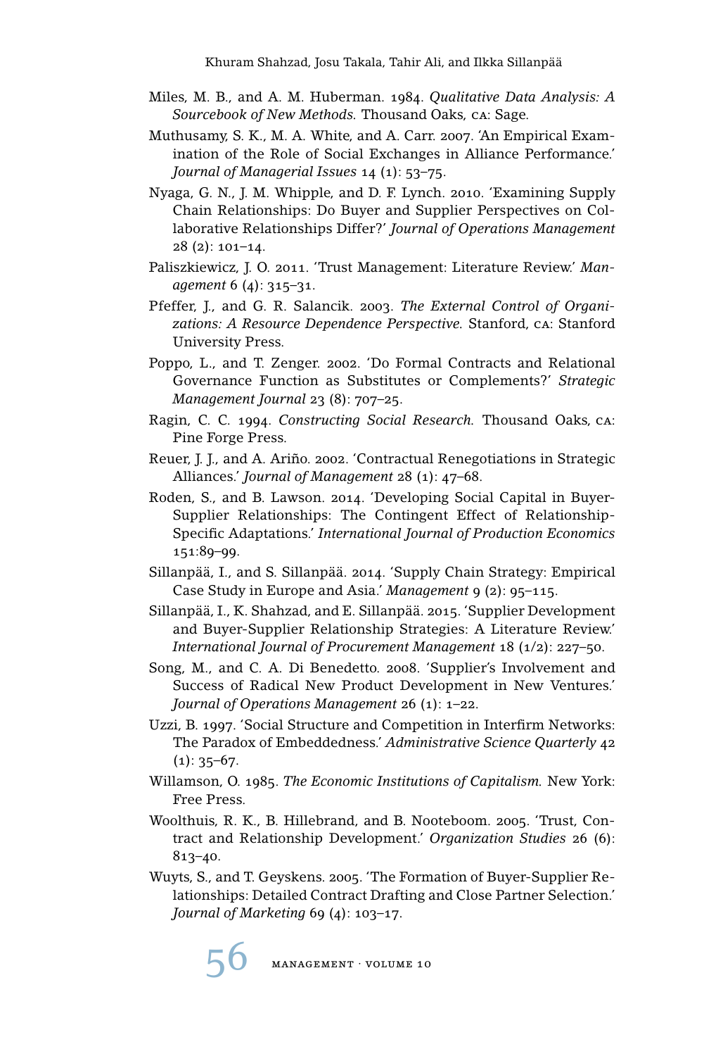Miles, M. B., and A. M. Huberman. 1984. *Qualitative Data Analysis: A Sourcebook of New Methods.* Thousand Oaks, CA: Sage.

Muthusamy, S. K., M. A. White, and A. Carr. 2007. 'An Empirical Examination of the Role of Social Exchanges in Alliance Performance.' *Journal of Managerial Issues* 14 (1): 53–75.

Nyaga, G. N., J. M. Whipple, and D. F. Lynch. 2010. 'Examining Supply Chain Relationships: Do Buyer and Supplier Perspectives on Collaborative Relationships Differ?' *Journal of Operations Management* 28 (2): 101–14.

Paliszkiewicz, J. O. 2011. 'Trust Management: Literature Review.' *Management* 6 (4): 315–31.

Pfeffer, J., and G. R. Salancik. 2003. *The External Control of Organizations: A Resource Dependence Perspective.* Stanford, CA: Stanford University Press.

Poppo, L., and T. Zenger. 2002. 'Do Formal Contracts and Relational Governance Function as Substitutes or Complements?' *Strategic Management Journal* 23 (8): 707–25.

Ragin, C. C. 1994. *Constructing Social Research.* Thousand Oaks, CA: Pine Forge Press.

Reuer, J. J., and A. Ariño. 2002. 'Contractual Renegotiations in Strategic Alliances.' *Journal of Management* 28 (1): 47–68.

Roden, S., and B. Lawson. 2014. 'Developing Social Capital in Buyer-Supplier Relationships: The Contingent Effect of Relationship-Specific Adaptations.' *International Journal of Production Economics* 151:89–99.

Sillanpää, I., and S. Sillanpää. 2014. 'Supply Chain Strategy: Empirical Case Study in Europe and Asia.' *Management* 9 (2): 95–115.

Sillanpää, I., K. Shahzad, and E. Sillanpää. 2015. 'Supplier Development and Buyer-Supplier Relationship Strategies: A Literature Review.' *International Journal of Procurement Management* 18 (1/2): 227–50.

Song, M., and C. A. Di Benedetto. 2008. 'Supplier's Involvement and Success of Radical New Product Development in New Ventures.' *Journal of Operations Management* 26 (1): 1–22.

Uzzi, B. 1997. 'Social Structure and Competition in Interfirm Networks: The Paradox of Embeddedness.' *Administrative Science Quarterly* 42 (1): 35–67.

Willamson, O. 1985. *The Economic Institutions of Capitalism.* New York: Free Press.

Woolthuis, R. K., B. Hillebrand, and B. Nooteboom. 2005. 'Trust, Contract and Relationship Development.' *Organization Studies* 26 (6): 813–40.

Wuyts, S., and T. Geyskens. 2005. 'The Formation of Buyer-Supplier Relationships: Detailed Contract Drafting and Close Partner Selection.' *Journal of Marketing* 69 (4): 103–17.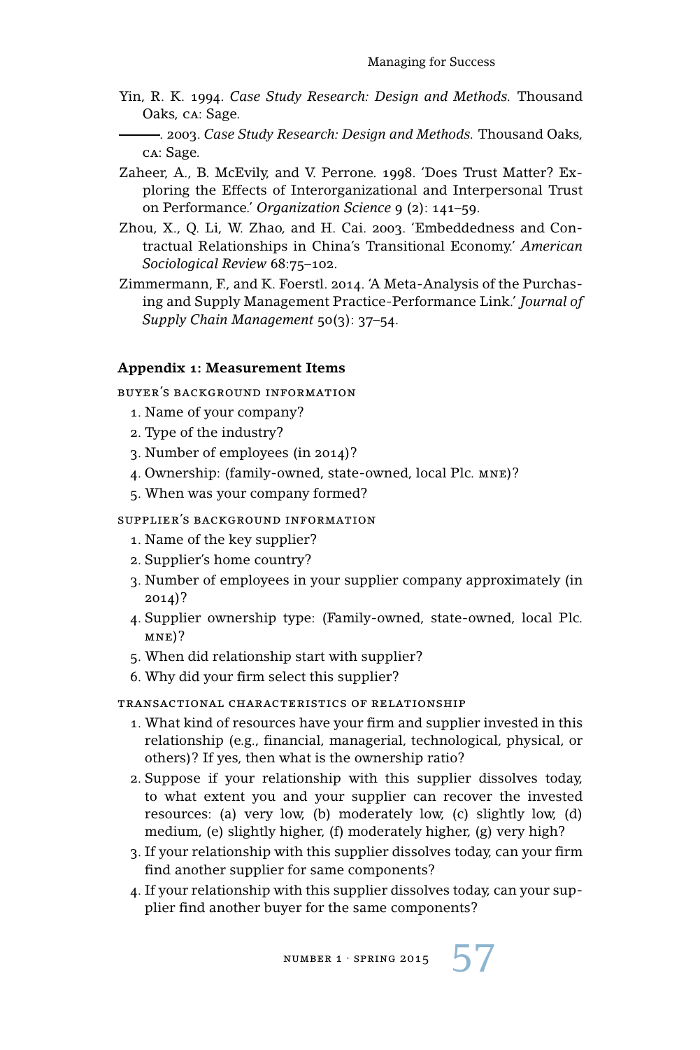Yin, R. K. 1994. *Case Study Research: Design and Methods.* Thousand Oaks, CA: Sage.

———. 2003. *Case Study Research: Design and Methods.* Thousand Oaks, CA: Sage.

Zaheer, A., B. McEvily, and V. Perrone. 1998. 'Does Trust Matter? Exploring the Effects of Interorganizational and Interpersonal Trust on Performance.' *Organization Science* 9 (2): 141–59.

Zhou, X., Q. Li, W. Zhao, and H. Cai. 2003. 'Embeddedness and Contractual Relationships in China's Transitional Economy.' *American Sociological Review* 68:75–102.

Zimmermann, F., and K. Foerstl. 2014. 'A Meta-Analysis of the Purchasing and Supply Management Practice-Performance Link.' *Journal of Supply Chain Management* 50(3): 37–54.

## Appendix 1: Measurement Items

### BUYER'S BACKGROUND INFORMATION

1. Name of your company?
2. Type of the industry?
3. Number of employees (in 2014)?
4. Ownership: (family-owned, state-owned, local Plc. MNE)?
5. When was your company formed?

### SUPPLIER'S BACKGROUND INFORMATION

1. Name of the key supplier?
2. Supplier's home country?
3. Number of employees in your supplier company approximately (in 2014)?
4. Supplier ownership type: (Family-owned, state-owned, local Plc. MNE)?
5. When did relationship start with supplier?
6. Why did your firm select this supplier?

### TRANSACTIONAL CHARACTERISTICS OF RELATIONSHIP

1. What kind of resources have your firm and supplier invested in this relationship (e.g., financial, managerial, technological, physical, or others)? If yes, then what is the ownership ratio?
2. Suppose if your relationship with this supplier dissolves today, to what extent you and your supplier can recover the invested resources: (a) very low, (b) moderately low, (c) slightly low, (d) medium, (e) slightly higher, (f) moderately higher, (g) very high?
3. If your relationship with this supplier dissolves today, can your firm find another supplier for same components?
4. If your relationship with this supplier dissolves today, can your supplier find another buyer for the same components?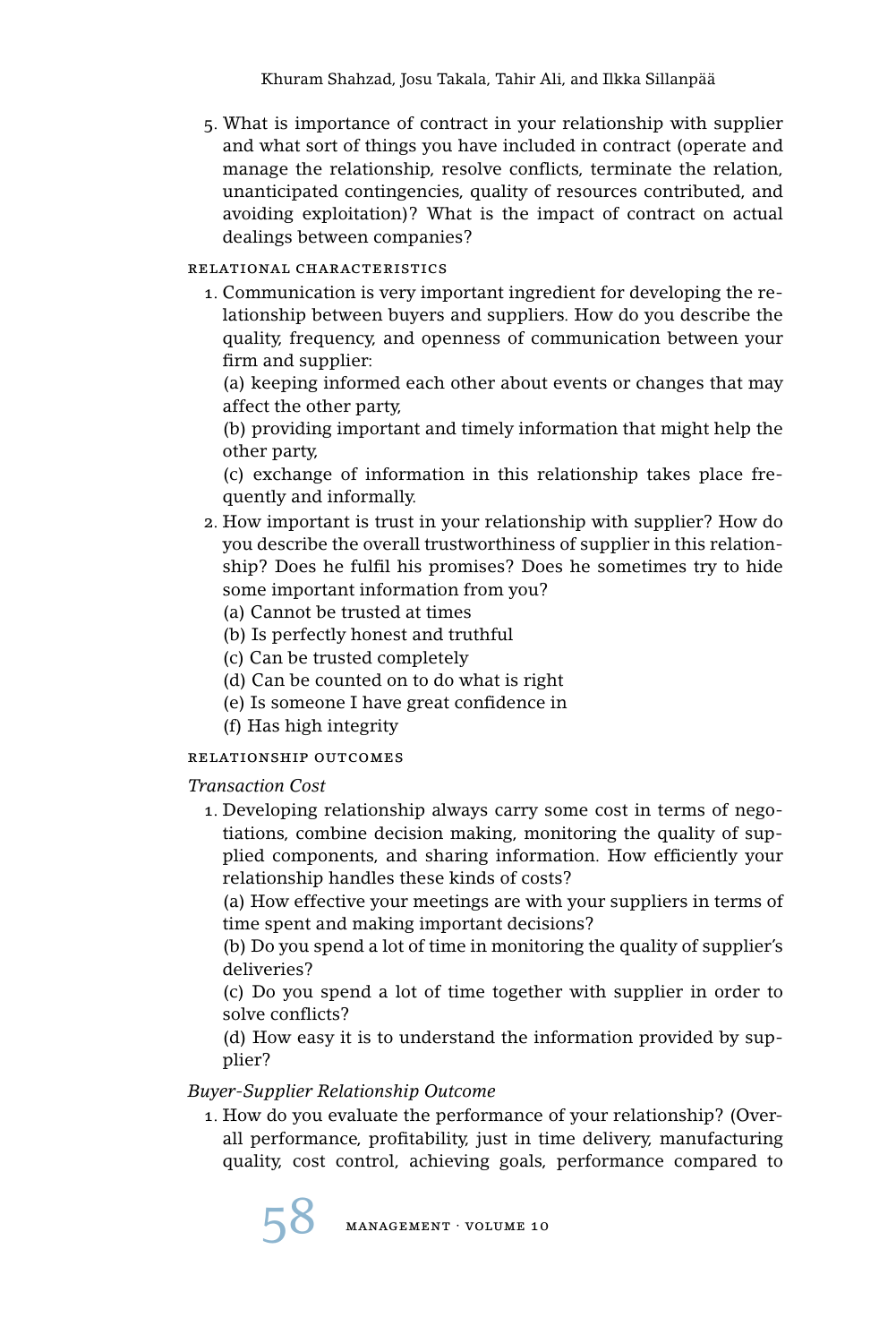5. What is importance of contract in your relationship with supplier and what sort of things you have included in contract (operate and manage the relationship, resolve conflicts, terminate the relation, unanticipated contingencies, quality of resources contributed, and avoiding exploitation)? What is the impact of contract on actual dealings between companies?

### Relational Characteristics

1. Communication is very important ingredient for developing the relationship between buyers and suppliers. How do you describe the quality, frequency, and openness of communication between your firm and supplier:
   (a) keeping informed each other about events or changes that may affect the other party,
   (b) providing important and timely information that might help the other party,
   (c) exchange of information in this relationship takes place frequently and informally.
2. How important is trust in your relationship with supplier? How do you describe the overall trustworthiness of supplier in this relationship? Does he fulfil his promises? Does he sometimes try to hide some important information from you?
   (a) Cannot be trusted at times
   (b) Is perfectly honest and truthful
   (c) Can be trusted completely
   (d) Can be counted on to do what is right
   (e) Is someone I have great confidence in
   (f) Has high integrity

### Relationship Outcomes

*Transaction Cost*

1. Developing relationship always carry some cost in terms of negotiations, combine decision making, monitoring the quality of supplied components, and sharing information. How efficiently your relationship handles these kinds of costs?
   (a) How effective your meetings are with your suppliers in terms of time spent and making important decisions?
   (b) Do you spend a lot of time in monitoring the quality of supplier's deliveries?
   (c) Do you spend a lot of time together with supplier in order to solve conflicts?
   (d) How easy it is to understand the information provided by supplier?

*Buyer-Supplier Relationship Outcome*

1. How do you evaluate the performance of your relationship? (Overall performance, profitability, just in time delivery, manufacturing quality, cost control, achieving goals, performance compared to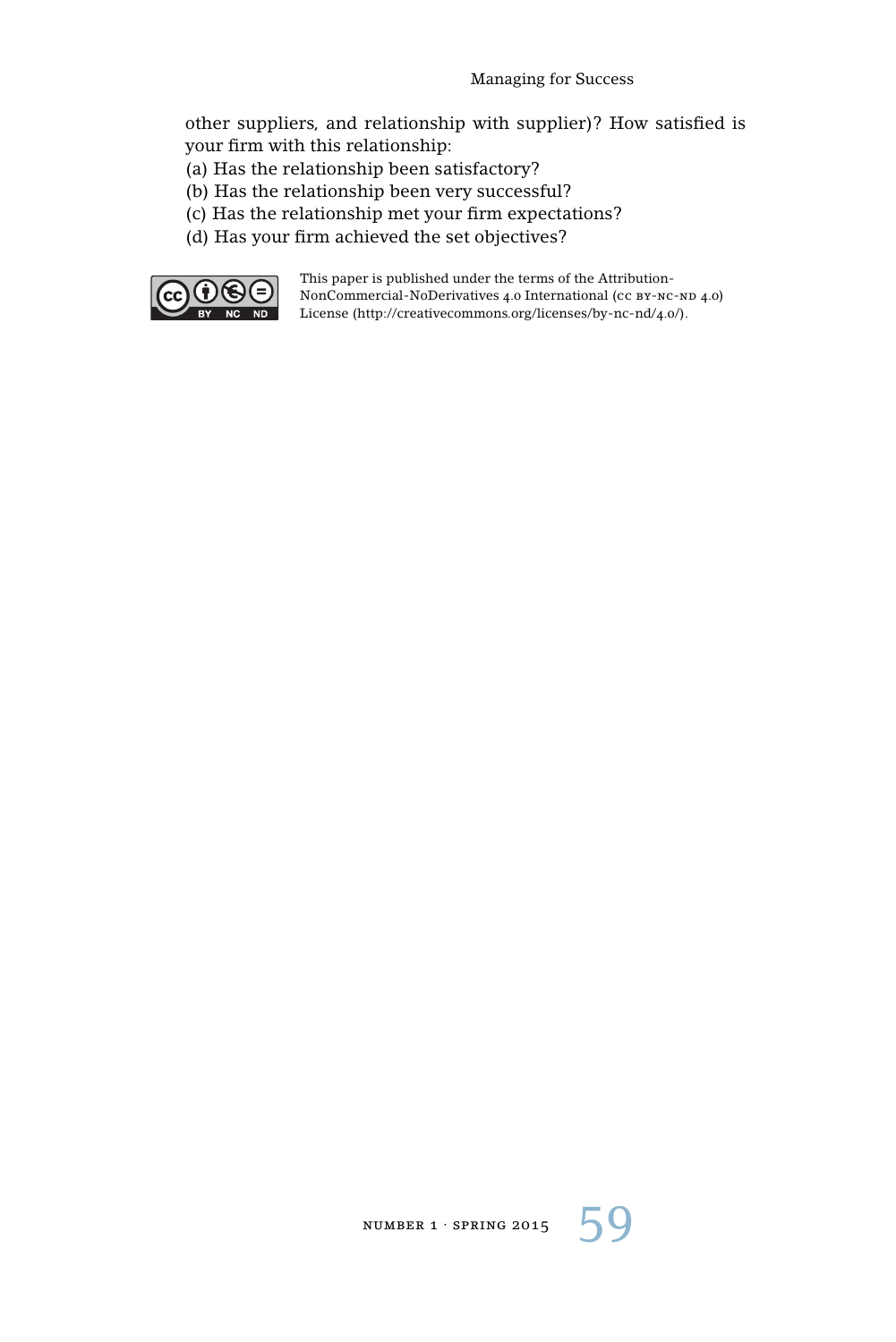other suppliers, and relationship with supplier)? How satisfied is your firm with this relationship:

(a) Has the relationship been satisfactory?
(b) Has the relationship been very successful?
(c) Has the relationship met your firm expectations?
(d) Has your firm achieved the set objectives?

This paper is published under the terms of the Attribution-NonCommercial-NoDerivatives 4.0 International (CC BY-NC-ND 4.0) License (http://creativecommons.org/licenses/by-nc-nd/4.0/).